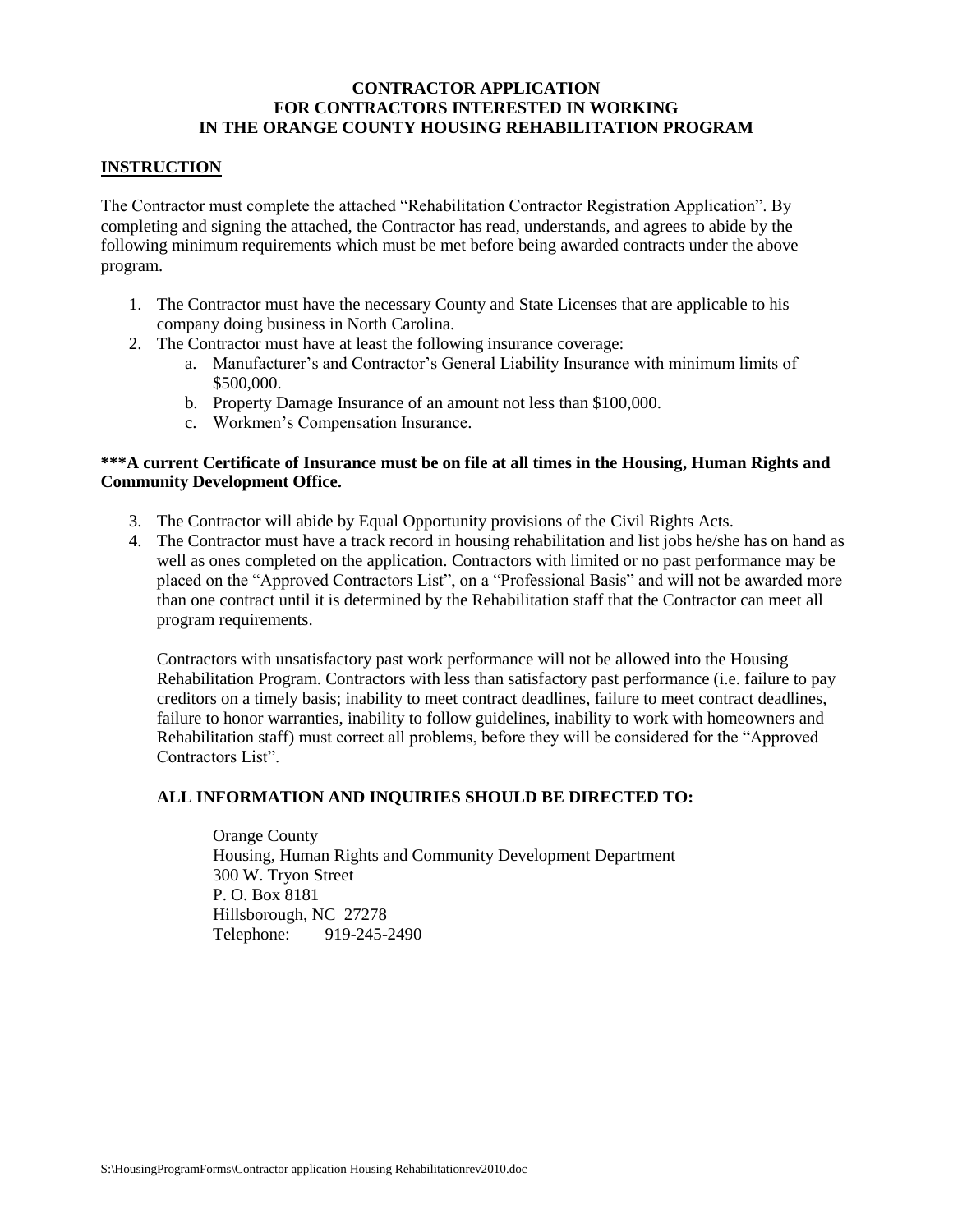# CONTRACTOR APPLICATION
# FOR CONTRACTORS INTERESTED IN WORKING
# IN THE ORANGE COUNTY HOUSING REHABILITATION PROGRAM

## INSTRUCTION

The Contractor must complete the attached "Rehabilitation Contractor Registration Application". By completing and signing the attached, the Contractor has read, understands, and agrees to abide by the following minimum requirements which must be met before being awarded contracts under the above program.

1. The Contractor must have the necessary County and State Licenses that are applicable to his company doing business in North Carolina.
2. The Contractor must have at least the following insurance coverage:
   a. Manufacturer's and Contractor's General Liability Insurance with minimum limits of $500,000.
   b. Property Damage Insurance of an amount not less than $100,000.
   c. Workmen's Compensation Insurance.

**\*\*\*A current Certificate of Insurance must be on file at all times in the Housing, Human Rights and Community Development Office.**

3. The Contractor will abide by Equal Opportunity provisions of the Civil Rights Acts.
4. The Contractor must have a track record in housing rehabilitation and list jobs he/she has on hand as well as ones completed on the application. Contractors with limited or no past performance may be placed on the "Approved Contractors List", on a "Professional Basis" and will not be awarded more than one contract until it is determined by the Rehabilitation staff that the Contractor can meet all program requirements.

   Contractors with unsatisfactory past work performance will not be allowed into the Housing Rehabilitation Program. Contractors with less than satisfactory past performance (i.e. failure to pay creditors on a timely basis; inability to meet contract deadlines, failure to meet contract deadlines, failure to honor warranties, inability to follow guidelines, inability to work with homeowners and Rehabilitation staff) must correct all problems, before they will be considered for the "Approved Contractors List".

**ALL INFORMATION AND INQUIRIES SHOULD BE DIRECTED TO:**

Orange County
Housing, Human Rights and Community Development Department
300 W. Tryon Street
P. O. Box 8181
Hillsborough, NC 27278
Telephone: 919-245-2490

S:\HousingProgramForms\Contractor application Housing Rehabilitationrev2010.doc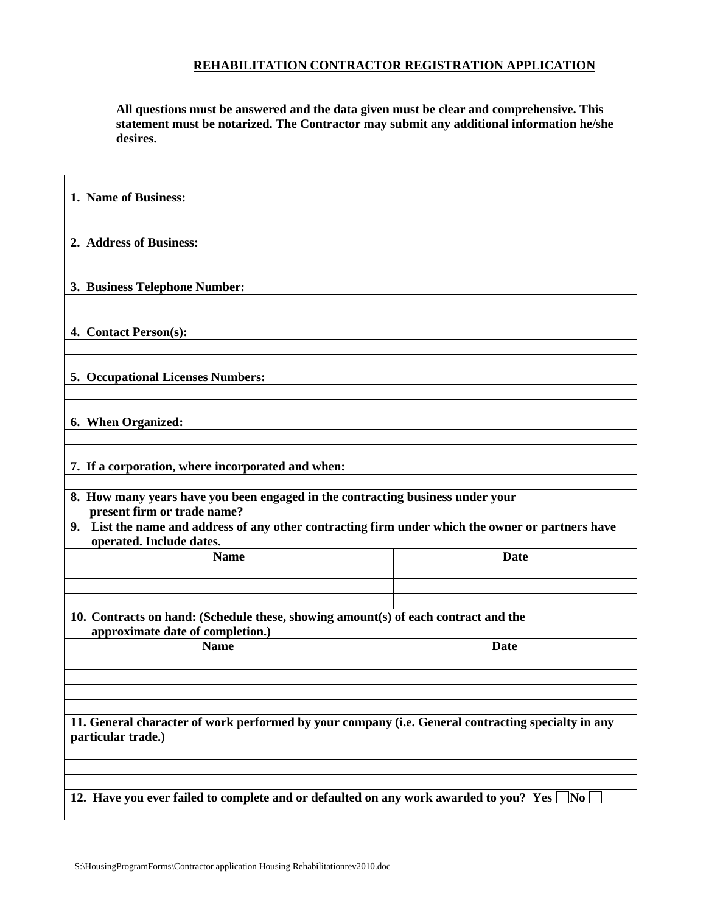## REHABILITATION CONTRACTOR REGISTRATION APPLICATION

**All questions must be answered and the data given must be clear and comprehensive. This statement must be notarized. The Contractor may submit any additional information he/she desires.**

**1. Name of Business:**

**2. Address of Business:**

**3. Business Telephone Number:**

**4. Contact Person(s):**

**5. Occupational Licenses Numbers:**

**6. When Organized:**

**7. If a corporation, where incorporated and when:**

**8. How many years have you been engaged in the contracting business under your present firm or trade name?**

**9. List the name and address of any other contracting firm under which the owner or partners have operated. Include dates.**

| Name | Date |
|---|---|
| | |
| | |

**10. Contracts on hand: (Schedule these, showing amount(s) of each contract and the approximate date of completion.)**

| Name | Date |
|---|---|
| | |
| | |
| | |
| | |

**11. General character of work performed by your company (i.e. General contracting specialty in any particular trade.)**

**12. Have you ever failed to complete and or defaulted on any work awarded to you? Yes ☐ No ☐**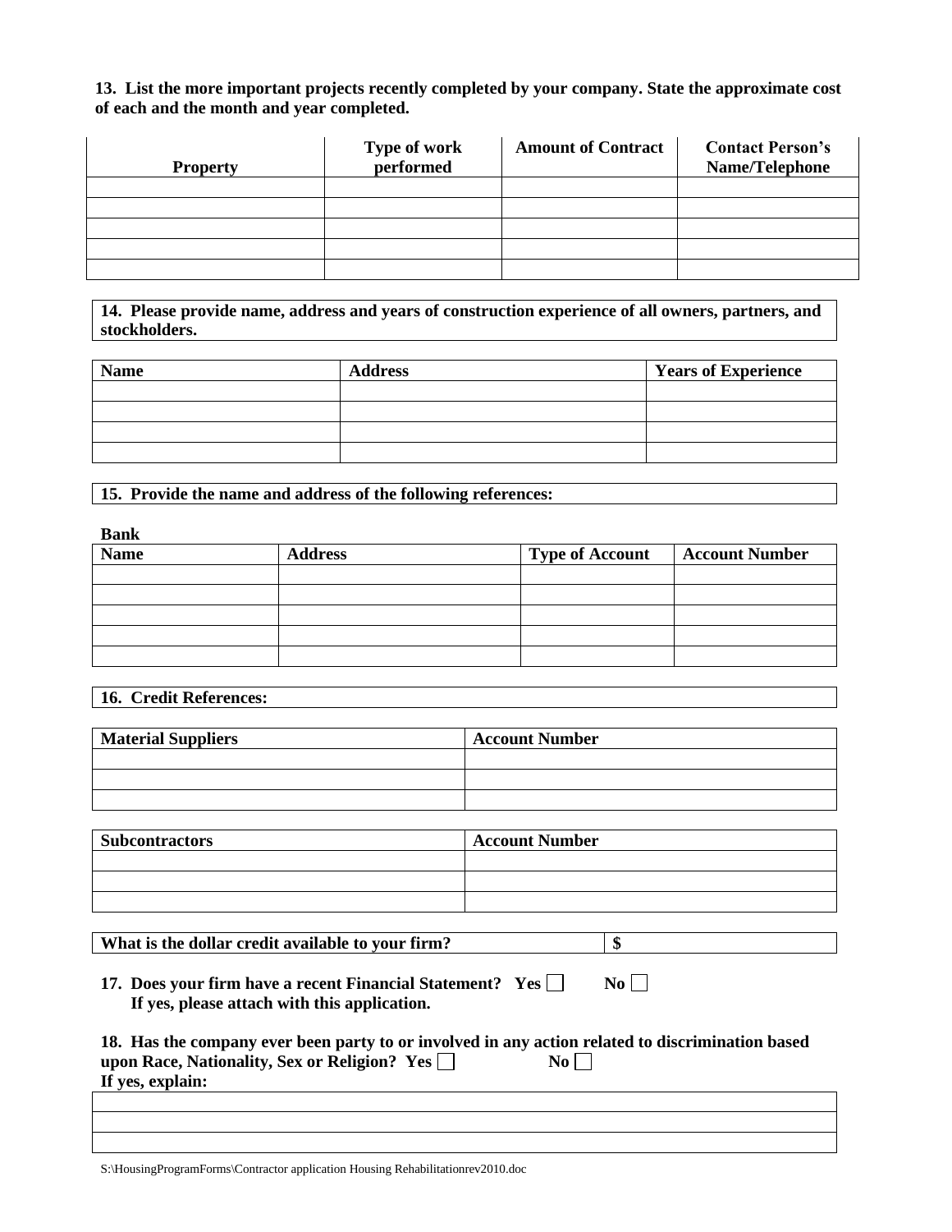**13. List the more important projects recently completed by your company. State the approximate cost of each and the month and year completed.**

| Property | Type of work performed | Amount of Contract | Contact Person's Name/Telephone |
|---|---|---|---|
| | | | |
| | | | |
| | | | |
| | | | |
| | | | |

**14. Please provide name, address and years of construction experience of all owners, partners, and stockholders.**

| Name | Address | Years of Experience |
|---|---|---|
| | | |
| | | |
| | | |
| | | |

**15. Provide the name and address of the following references:**

**Bank**

| Name | Address | Type of Account | Account Number |
|---|---|---|---|
| | | | |
| | | | |
| | | | |
| | | | |
| | | | |

**16. Credit References:**

| Material Suppliers | Account Number |
|---|---|
| | |
| | |
| | |

| Subcontractors | Account Number |
|---|---|
| | |
| | |
| | |

| What is the dollar credit available to your firm? | $ |
|---|---|

**17. Does your firm have a recent Financial Statement? Yes ☐ No ☐**
**If yes, please attach with this application.**

**18. Has the company ever been party to or involved in any action related to discrimination based upon Race, Nationality, Sex or Religion? Yes ☐ No ☐**
**If yes, explain:**

| |
|---|
| |
| |
| |

S:\HousingProgramForms\Contractor application Housing Rehabilitationrev2010.doc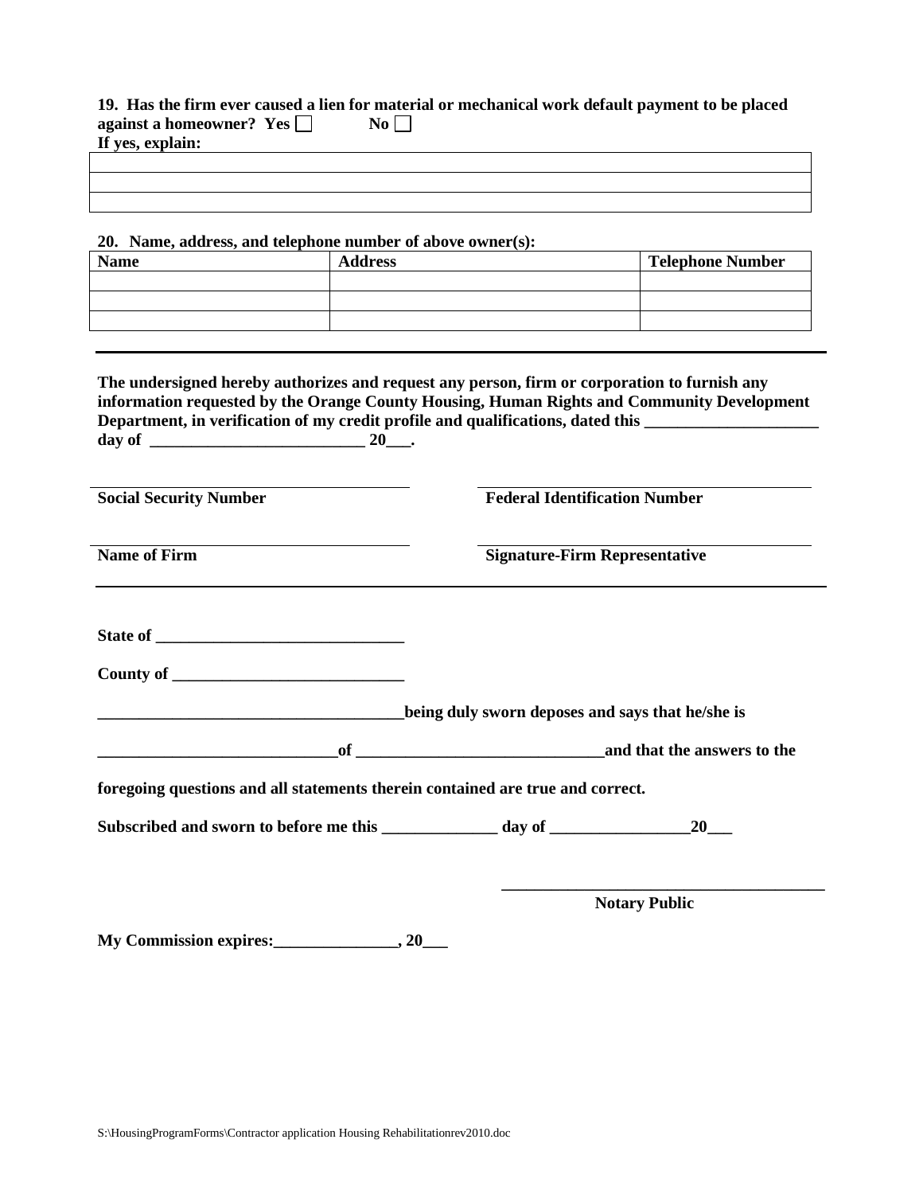**19. Has the firm ever caused a lien for material or mechanical work default payment to be placed against a homeowner? Yes ☐ No ☐**

**If yes, explain:**

| |
|---|
| |
| |
| |

**20. Name, address, and telephone number of above owner(s):**

| Name | Address | Telephone Number |
|---|---|---|
| | | |
| | | |
| | | |

---

**The undersigned hereby authorizes and request any person, firm or corporation to furnish any information requested by the Orange County Housing, Human Rights and Community Development Department, in verification of my credit profile and qualifications, dated this _____________________ day of _________________________ 20___.**

**Social Security Number** ______________________________ **Federal Identification Number** ______________________________

**Name of Firm** ______________________________ **Signature-Firm Representative** ______________________________

---

**State of ______________________________**

**County of ____________________________**

**_____________________________________being duly sworn deposes and says that he/she is**

**_____________________________of ______________________________and that the answers to the foregoing questions and all statements therein contained are true and correct.**

**Subscribed and sworn to before me this ______________ day of _________________20___**

______________________________________
**Notary Public**

**My Commission expires:_______________, 20___**

S:\HousingProgramForms\Contractor application Housing Rehabilitationrev2010.doc